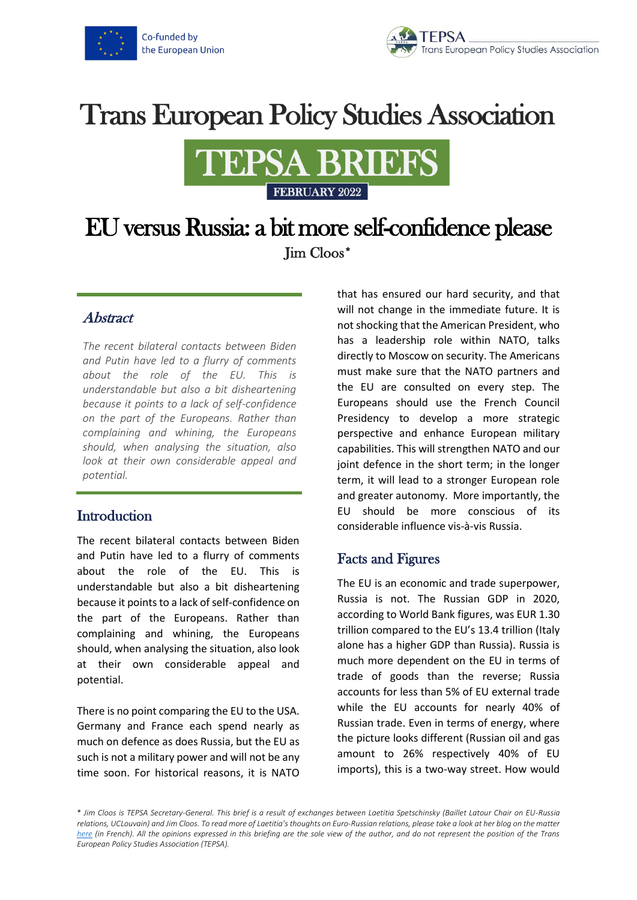Co-funded by the European Union

TEPSA Trans European Policy Studies Association

# Trans European Policy Studies Association

## TEPSA BRIEFS

FEBRUARY 2022

# EU versus Russia: a bit more self-confidence please

Jim Cloos*

### *Abstract*

*The recent bilateral contacts between Biden and Putin have led to a flurry of comments about the role of the EU. This is understandable but also a bit disheartening because it points to a lack of self-confidence on the part of the Europeans. Rather than complaining and whining, the Europeans should, when analysing the situation, also look at their own considerable appeal and potential.*

## Introduction

The recent bilateral contacts between Biden and Putin have led to a flurry of comments about the role of the EU. This is understandable but also a bit disheartening because it points to a lack of self-confidence on the part of the Europeans. Rather than complaining and whining, the Europeans should, when analysing the situation, also look at their own considerable appeal and potential.

There is no point comparing the EU to the USA. Germany and France each spend nearly as much on defence as does Russia, but the EU as such is not a military power and will not be any time soon. For historical reasons, it is NATO that has ensured our hard security, and that will not change in the immediate future. It is not shocking that the American President, who has a leadership role within NATO, talks directly to Moscow on security. The Americans must make sure that the NATO partners and the EU are consulted on every step. The Europeans should use the French Council Presidency to develop a more strategic perspective and enhance European military capabilities. This will strengthen NATO and our joint defence in the short term; in the longer term, it will lead to a stronger European role and greater autonomy. More importantly, the EU should be more conscious of its considerable influence vis-à-vis Russia.

## Facts and Figures

The EU is an economic and trade superpower, Russia is not. The Russian GDP in 2020, according to World Bank figures, was EUR 1.30 trillion compared to the EU's 13.4 trillion (Italy alone has a higher GDP than Russia). Russia is much more dependent on the EU in terms of trade of goods than the reverse; Russia accounts for less than 5% of EU external trade while the EU accounts for nearly 40% of Russian trade. Even in terms of energy, where the picture looks different (Russian oil and gas amount to 26% respectively 40% of EU imports), this is a two-way street. How would

\* *Jim Cloos is TEPSA Secretary-General. This brief is a result of exchanges between Laetitia Spetschinsky (Baillet Latour Chair on EU-Russia relations, UCLouvain) and Jim Cloos. To read more of Laetitia's thoughts on Euro-Russian relations, please take a look at her blog on the matter here (in French). All the opinions expressed in this briefing are the sole view of the author, and do not represent the position of the Trans European Policy Studies Association (TEPSA).*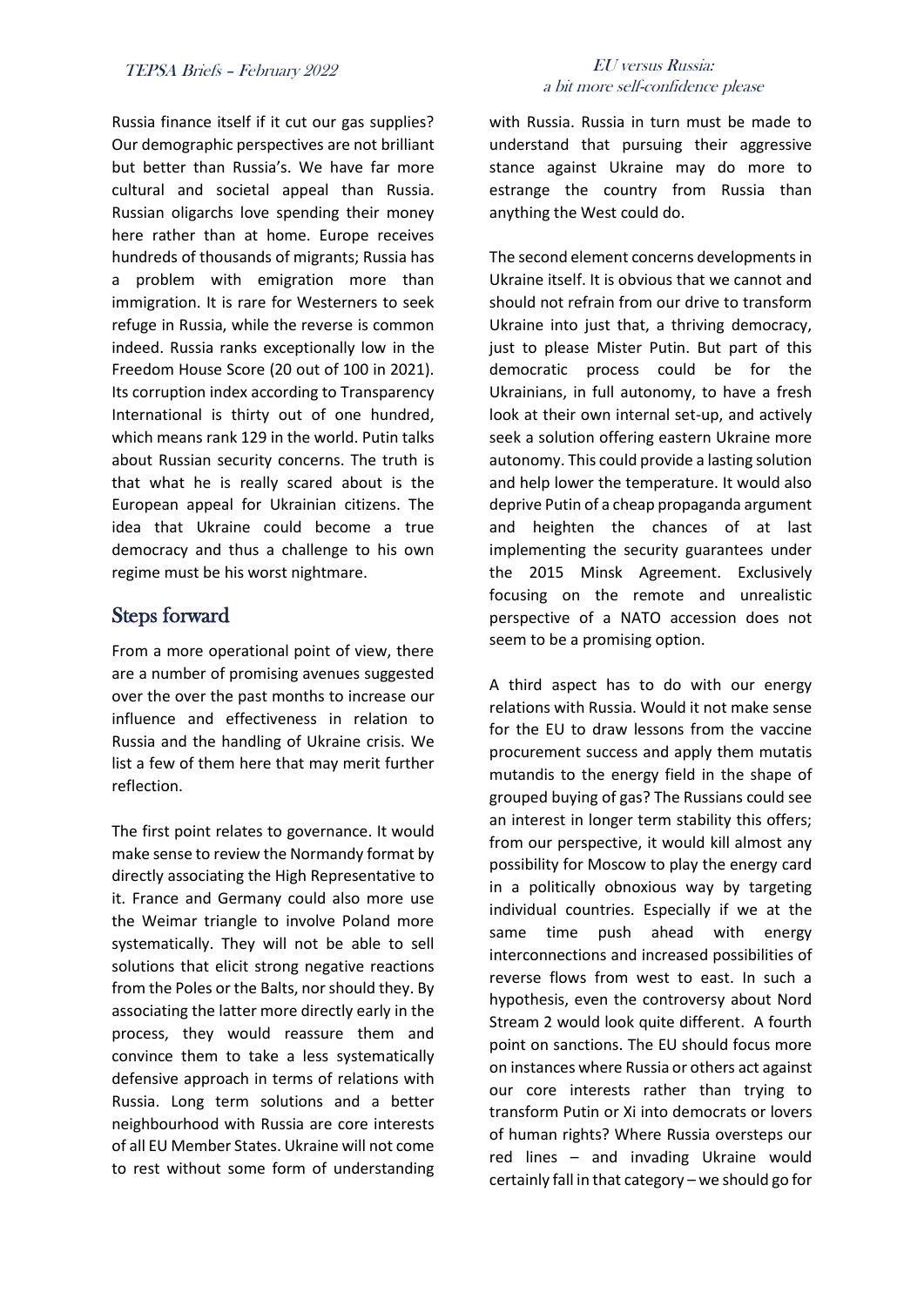Russia finance itself if it cut our gas supplies? Our demographic perspectives are not brilliant but better than Russia's. We have far more cultural and societal appeal than Russia. Russian oligarchs love spending their money here rather than at home. Europe receives hundreds of thousands of migrants; Russia has a problem with emigration more than immigration. It is rare for Westerners to seek refuge in Russia, while the reverse is common indeed. Russia ranks exceptionally low in the Freedom House Score (20 out of 100 in 2021). Its corruption index according to Transparency International is thirty out of one hundred, which means rank 129 in the world. Putin talks about Russian security concerns. The truth is that what he is really scared about is the European appeal for Ukrainian citizens. The idea that Ukraine could become a true democracy and thus a challenge to his own regime must be his worst nightmare.

## Steps forward

From a more operational point of view, there are a number of promising avenues suggested over the over the past months to increase our influence and effectiveness in relation to Russia and the handling of Ukraine crisis. We list a few of them here that may merit further reflection.

The first point relates to governance. It would make sense to review the Normandy format by directly associating the High Representative to it. France and Germany could also more use the Weimar triangle to involve Poland more systematically. They will not be able to sell solutions that elicit strong negative reactions from the Poles or the Balts, nor should they. By associating the latter more directly early in the process, they would reassure them and convince them to take a less systematically defensive approach in terms of relations with Russia. Long term solutions and a better neighbourhood with Russia are core interests of all EU Member States. Ukraine will not come to rest without some form of understanding with Russia. Russia in turn must be made to understand that pursuing their aggressive stance against Ukraine may do more to estrange the country from Russia than anything the West could do.

The second element concerns developments in Ukraine itself. It is obvious that we cannot and should not refrain from our drive to transform Ukraine into just that, a thriving democracy, just to please Mister Putin. But part of this democratic process could be for the Ukrainians, in full autonomy, to have a fresh look at their own internal set-up, and actively seek a solution offering eastern Ukraine more autonomy. This could provide a lasting solution and help lower the temperature. It would also deprive Putin of a cheap propaganda argument and heighten the chances of at last implementing the security guarantees under the 2015 Minsk Agreement. Exclusively focusing on the remote and unrealistic perspective of a NATO accession does not seem to be a promising option.

A third aspect has to do with our energy relations with Russia. Would it not make sense for the EU to draw lessons from the vaccine procurement success and apply them mutatis mutandis to the energy field in the shape of grouped buying of gas? The Russians could see an interest in longer term stability this offers; from our perspective, it would kill almost any possibility for Moscow to play the energy card in a politically obnoxious way by targeting individual countries. Especially if we at the same time push ahead with energy interconnections and increased possibilities of reverse flows from west to east. In such a hypothesis, even the controversy about Nord Stream 2 would look quite different. A fourth point on sanctions. The EU should focus more on instances where Russia or others act against our core interests rather than trying to transform Putin or Xi into democrats or lovers of human rights? Where Russia oversteps our red lines – and invading Ukraine would certainly fall in that category – we should go for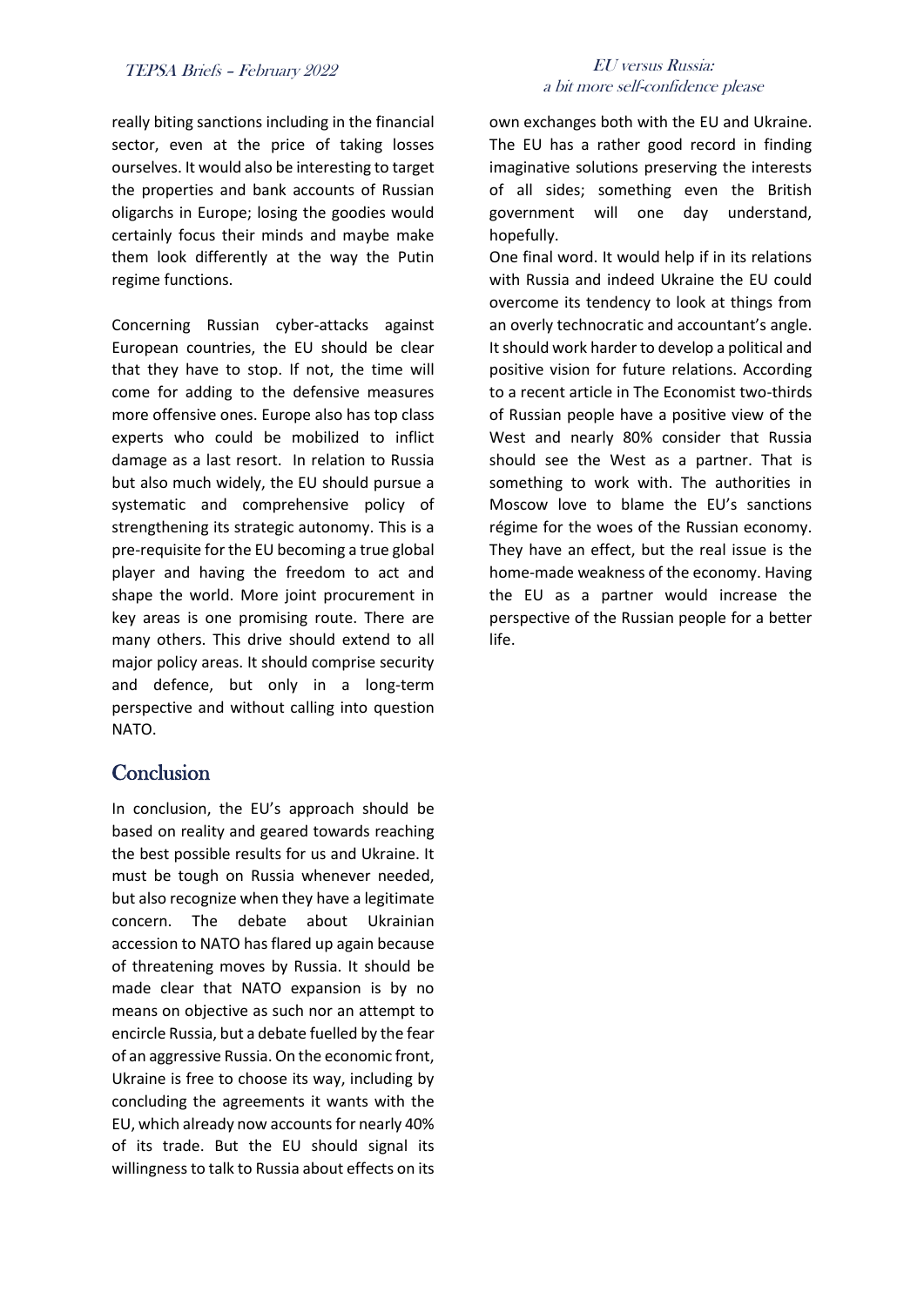really biting sanctions including in the financial sector, even at the price of taking losses ourselves. It would also be interesting to target the properties and bank accounts of Russian oligarchs in Europe; losing the goodies would certainly focus their minds and maybe make them look differently at the way the Putin regime functions.

Concerning Russian cyber-attacks against European countries, the EU should be clear that they have to stop. If not, the time will come for adding to the defensive measures more offensive ones. Europe also has top class experts who could be mobilized to inflict damage as a last resort. In relation to Russia but also much widely, the EU should pursue a systematic and comprehensive policy of strengthening its strategic autonomy. This is a pre-requisite for the EU becoming a true global player and having the freedom to act and shape the world. More joint procurement in key areas is one promising route. There are many others. This drive should extend to all major policy areas. It should comprise security and defence, but only in a long-term perspective and without calling into question NATO.

## Conclusion

In conclusion, the EU's approach should be based on reality and geared towards reaching the best possible results for us and Ukraine. It must be tough on Russia whenever needed, but also recognize when they have a legitimate concern. The debate about Ukrainian accession to NATO has flared up again because of threatening moves by Russia. It should be made clear that NATO expansion is by no means on objective as such nor an attempt to encircle Russia, but a debate fuelled by the fear of an aggressive Russia. On the economic front, Ukraine is free to choose its way, including by concluding the agreements it wants with the EU, which already now accounts for nearly 40% of its trade. But the EU should signal its willingness to talk to Russia about effects on its own exchanges both with the EU and Ukraine. The EU has a rather good record in finding imaginative solutions preserving the interests of all sides; something even the British government will one day understand, hopefully.

One final word. It would help if in its relations with Russia and indeed Ukraine the EU could overcome its tendency to look at things from an overly technocratic and accountant's angle. It should work harder to develop a political and positive vision for future relations. According to a recent article in The Economist two-thirds of Russian people have a positive view of the West and nearly 80% consider that Russia should see the West as a partner. That is something to work with. The authorities in Moscow love to blame the EU's sanctions régime for the woes of the Russian economy. They have an effect, but the real issue is the home-made weakness of the economy. Having the EU as a partner would increase the perspective of the Russian people for a better life.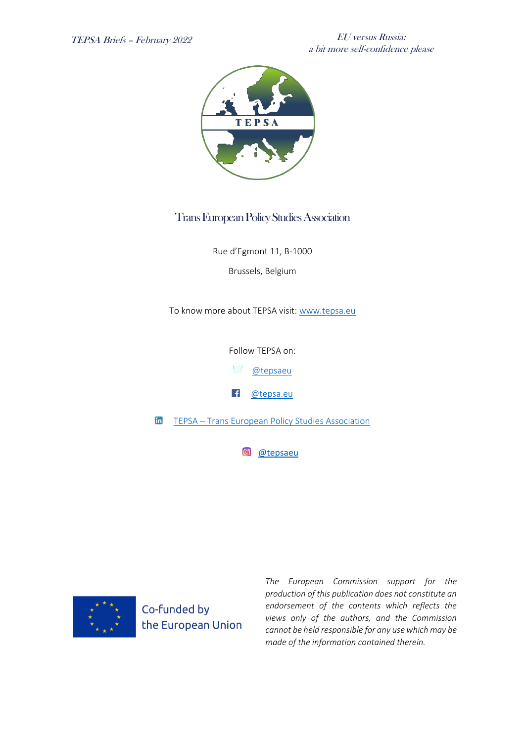Trans European Policy Studies Association

Rue d'Egmont 11, B-1000

Brussels, Belgium

To know more about TEPSA visit: www.tepsa.eu

Follow TEPSA on:

@tepsaeu

@tepsa.eu

TEPSA – Trans European Policy Studies Association

@tepsaeu

Co-funded by the European Union

*The European Commission support for the production of this publication does not constitute an endorsement of the contents which reflects the views only of the authors, and the Commission cannot be held responsible for any use which may be made of the information contained therein.*